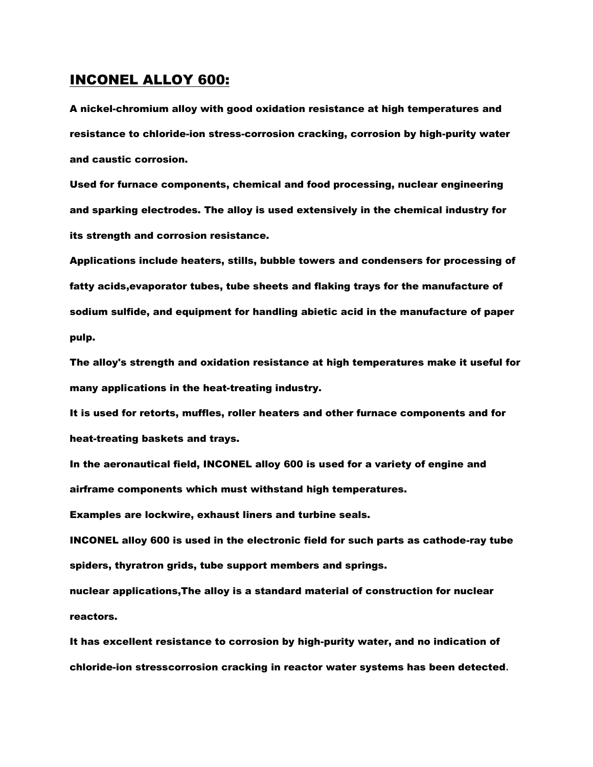## INCONEL ALLOY 600:

**A nickel-chromium alloy with good oxidation resistance at high temperatures and resistance to chloride-ion stress-corrosion cracking, corrosion by high-purity water and caustic corrosion.**

**Used for furnace components, chemical and food processing, nuclear engineering and sparking electrodes. The alloy is used extensively in the chemical industry for its strength and corrosion resistance.**

**Applications include heaters, stills, bubble towers and condensers for processing of fatty acids,evaporator tubes, tube sheets and flaking trays for the manufacture of sodium sulfide, and equipment for handling abietic acid in the manufacture of paper pulp.**

**The alloy's strength and oxidation resistance at high temperatures make it useful for many applications in the heat-treating industry.**

**It is used for retorts, muffles, roller heaters and other furnace components and for heat-treating baskets and trays.**

**In the aeronautical field, INCONEL alloy 600 is used for a variety of engine and airframe components which must withstand high temperatures.**

**Examples are lockwire, exhaust liners and turbine seals.**

**INCONEL alloy 600 is used in the electronic field for such parts as cathode-ray tube spiders, thyratron grids, tube support members and springs.**

**nuclear applications,The alloy is a standard material of construction for nuclear reactors.**

**It has excellent resistance to corrosion by high-purity water, and no indication of chloride-ion stresscorrosion cracking in reactor water systems has been detected.**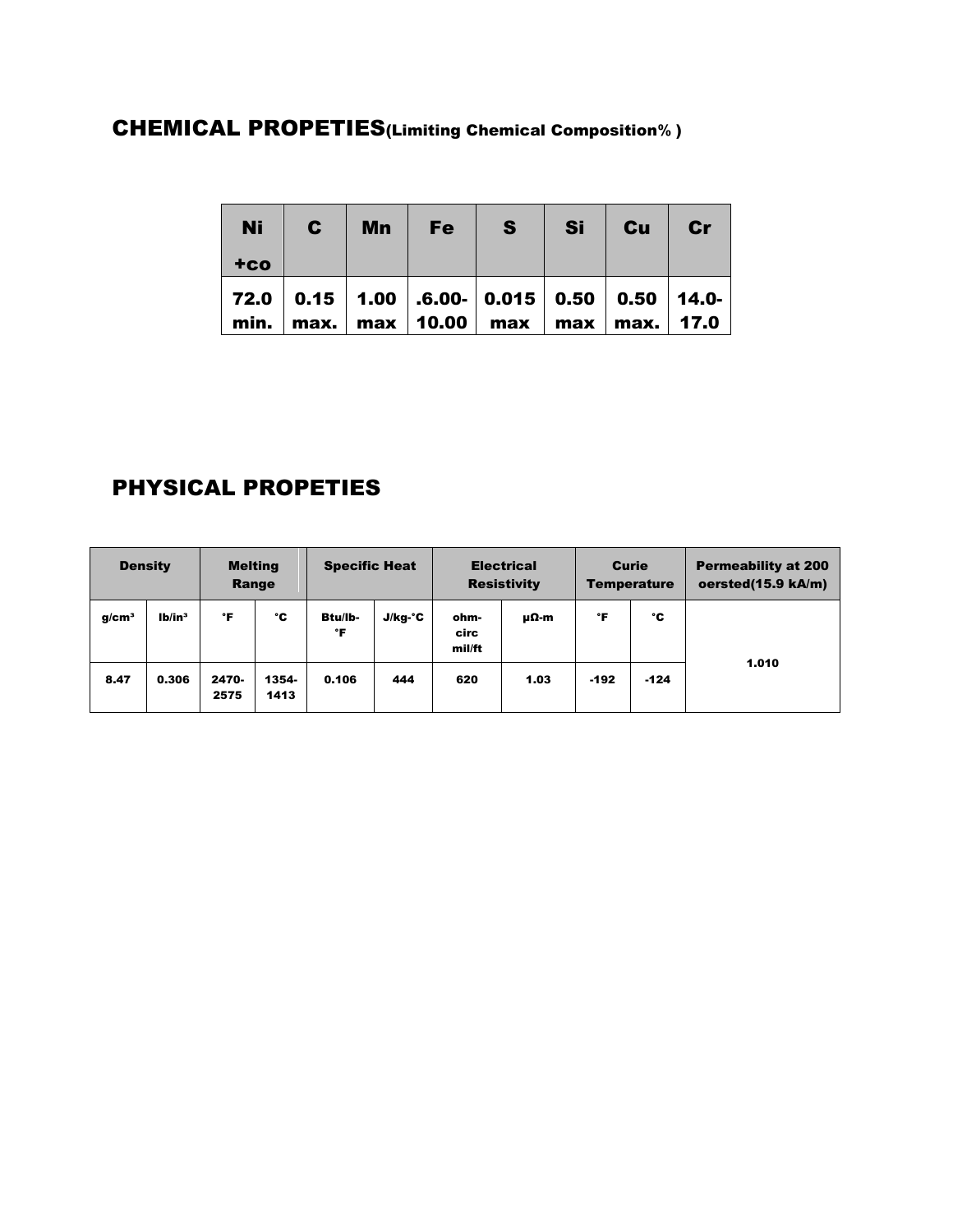## CHEMICAL PROPETIES(Limiting Chemical Composition% )

| Ni +co | C | Mn | Fe | S | Si | Cu | Cr |
|---|---|---|---|---|---|---|---|
| 72.0 min. | 0.15 max. | 1.00 max | .6.00- 10.00 | 0.015 max | 0.50 max | 0.50 max. | 14.0- 17.0 |

## PHYSICAL PROPETIES

| Density | | Melting Range | | Specific Heat | | Electrical Resistivity | | Curie Temperature | | Permeability at 200 oersted(15.9 kA/m) |
|---|---|---|---|---|---|---|---|---|---|---|
| g/cm³ | lb/in³ | °F | °C | Btu/lb-°F | J/kg-°C | ohm-circ mil/ft | μΩ-m | °F | °C | |
| 8.47 | 0.306 | 2470-2575 | 1354-1413 | 0.106 | 444 | 620 | 1.03 | -192 | -124 | 1.010 |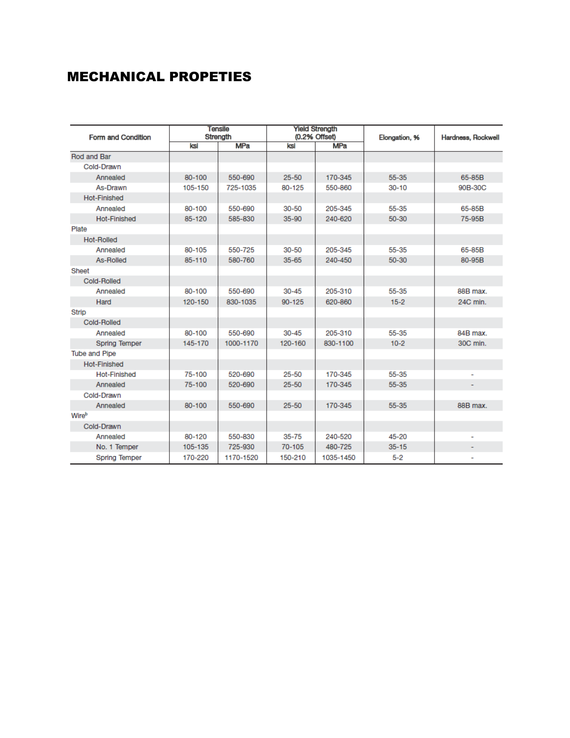# MECHANICAL PROPETIES

| Form and Condition | Tensile Strength | | Yield Strength (0.2% Offset) | | Elongation, % | Hardness, Rockwell |
|---|---|---|---|---|---|---|
| | ksi | MPa | ksi | MPa | | |
| Rod and Bar | | | | | | |
| Cold-Drawn | | | | | | |
| Annealed | 80-100 | 550-690 | 25-50 | 170-345 | 55-35 | 65-85B |
| As-Drawn | 105-150 | 725-1035 | 80-125 | 550-860 | 30-10 | 90B-30C |
| Hot-Finished | | | | | | |
| Annealed | 80-100 | 550-690 | 30-50 | 205-345 | 55-35 | 65-85B |
| Hot-Finished | 85-120 | 585-830 | 35-90 | 240-620 | 50-30 | 75-95B |
| Plate | | | | | | |
| Hot-Rolled | | | | | | |
| Annealed | 80-105 | 550-725 | 30-50 | 205-345 | 55-35 | 65-85B |
| As-Rolled | 85-110 | 580-760 | 35-65 | 240-450 | 50-30 | 80-95B |
| Sheet | | | | | | |
| Cold-Rolled | | | | | | |
| Annealed | 80-100 | 550-690 | 30-45 | 205-310 | 55-35 | 88B max. |
| Hard | 120-150 | 830-1035 | 90-125 | 620-860 | 15-2 | 24C min. |
| Strip | | | | | | |
| Cold-Rolled | | | | | | |
| Annealed | 80-100 | 550-690 | 30-45 | 205-310 | 55-35 | 84B max. |
| Spring Temper | 145-170 | 1000-1170 | 120-160 | 830-1100 | 10-2 | 30C min. |
| Tube and Pipe | | | | | | |
| Hot-Finished | | | | | | |
| Hot-Finished | 75-100 | 520-690 | 25-50 | 170-345 | 55-35 | - |
| Annealed | 75-100 | 520-690 | 25-50 | 170-345 | 55-35 | - |
| Cold-Drawn | | | | | | |
| Annealed | 80-100 | 550-690 | 25-50 | 170-345 | 55-35 | 88B max. |
| Wire[b] | | | | | | |
| Cold-Drawn | | | | | | |
| Annealed | 80-120 | 550-830 | 35-75 | 240-520 | 45-20 | - |
| No. 1 Temper | 105-135 | 725-930 | 70-105 | 480-725 | 35-15 | - |
| Spring Temper | 170-220 | 1170-1520 | 150-210 | 1035-1450 | 5-2 | - |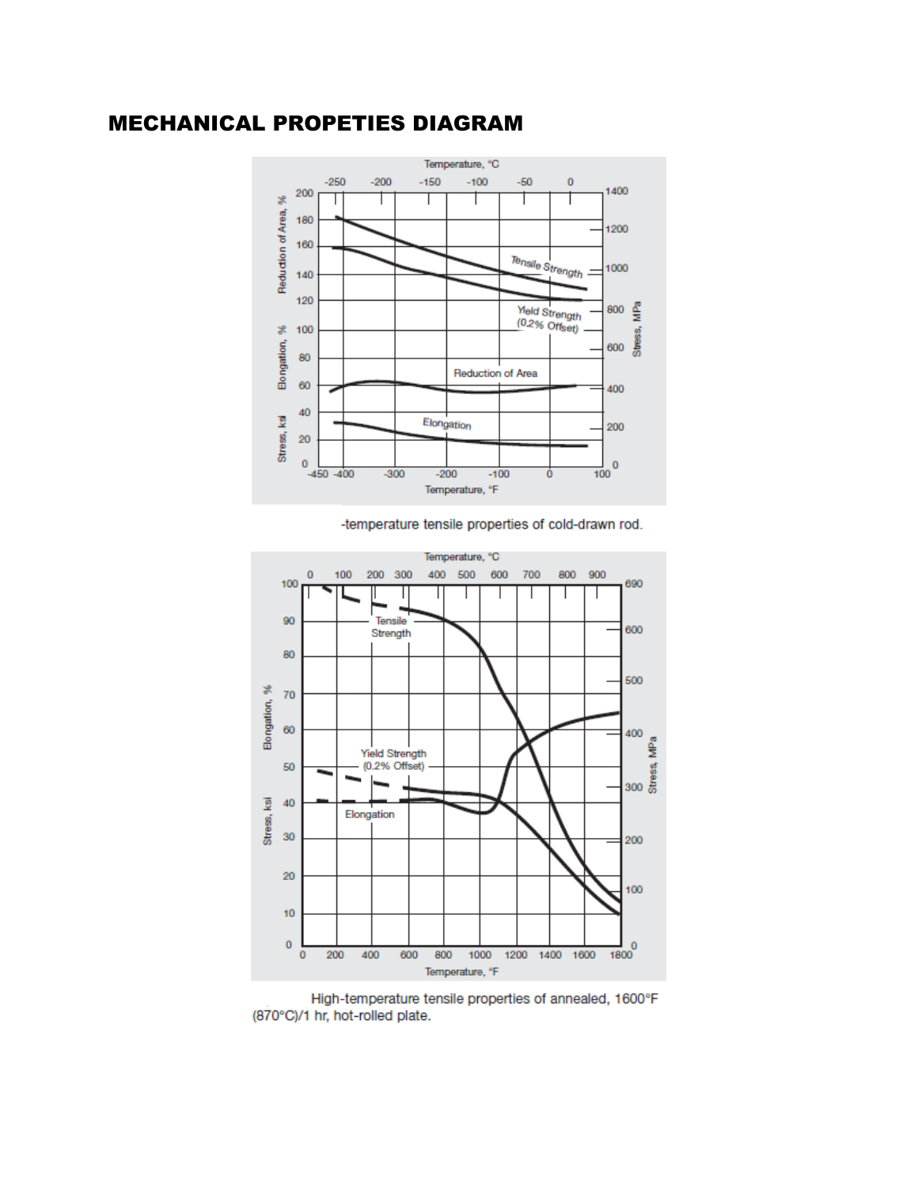# MECHANICAL PROPETIES DIAGRAM

-temperature tensile properties of cold-drawn rod.

High-temperature tensile properties of annealed, 1600°F (870°C)/1 hr, hot-rolled plate.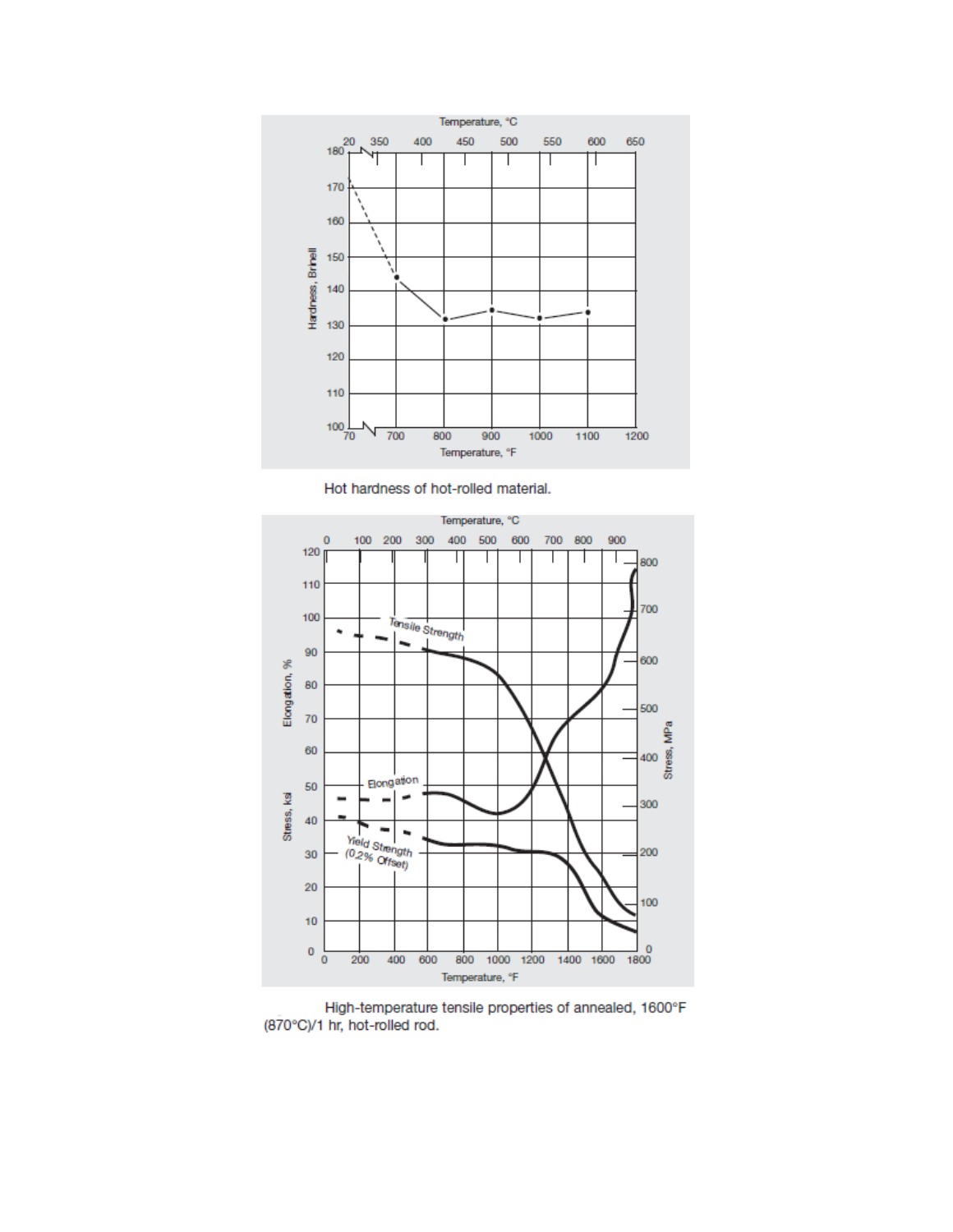Temperature, °C

20 350 400 450 500 550 600 650

Hardness, Brinell

180 170 160 150 140 130 120 110 100

70 700 800 900 1000 1100 1200

Temperature, °F

Hot hardness of hot-rolled material.

Temperature, °C

0 100 200 300 400 500 600 700 800 900

Elongation, %

120 110 100 90 80 70 60 50 40 30 20 10 0

Stress, ksi

Tensile Strength

Elongation

Yield Strength (0.2% Offset)

Stress, MPa

800 700 600 500 400 300 200 100 0

0 200 400 600 800 1000 1200 1400 1600 1800

Temperature, °F

High-temperature tensile properties of annealed, 1600°F (870°C)/1 hr, hot-rolled rod.